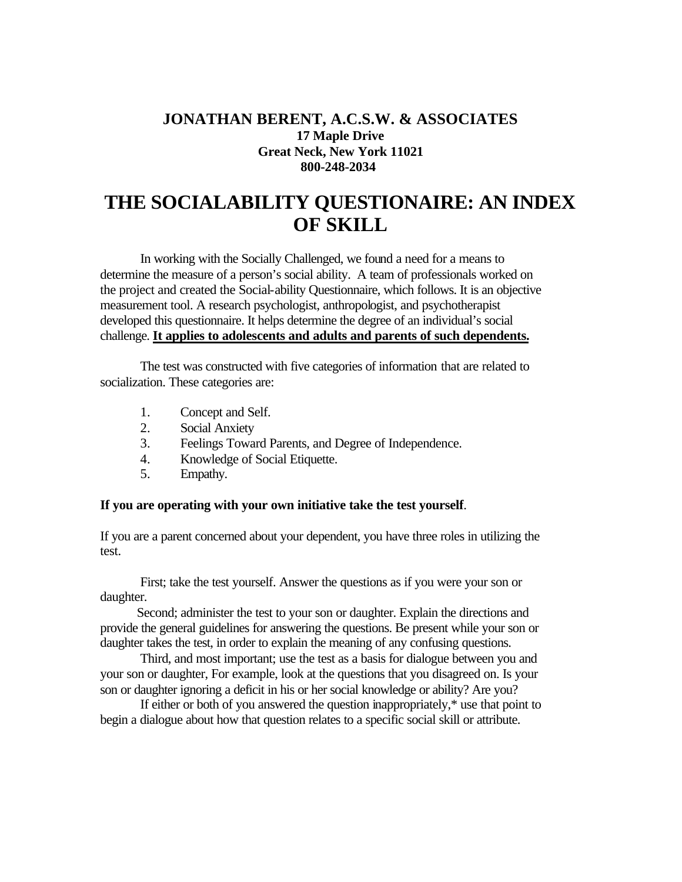**JONATHAN BERENT, A.C.S.W. & ASSOCIATES**
**17 Maple Drive**
**Great Neck, New York 11021**
**800-248-2034**

# THE SOCIALABILITY QUESTIONAIRE: AN INDEX OF SKILL

In working with the Socially Challenged, we found a need for a means to determine the measure of a person's social ability. A team of professionals worked on the project and created the Social-ability Questionnaire, which follows. It is an objective measurement tool. A research psychologist, anthropologist, and psychotherapist developed this questionnaire. It helps determine the degree of an individual's social challenge. **It applies to adolescents and adults and parents of such dependents.**

The test was constructed with five categories of information that are related to socialization. These categories are:

1. Concept and Self.
2. Social Anxiety
3. Feelings Toward Parents, and Degree of Independence.
4. Knowledge of Social Etiquette.
5. Empathy.

**If you are operating with your own initiative take the test yourself**.

If you are a parent concerned about your dependent, you have three roles in utilizing the test.

First; take the test yourself. Answer the questions as if you were your son or daughter.

Second; administer the test to your son or daughter. Explain the directions and provide the general guidelines for answering the questions. Be present while your son or daughter takes the test, in order to explain the meaning of any confusing questions.

Third, and most important; use the test as a basis for dialogue between you and your son or daughter, For example, look at the questions that you disagreed on. Is your son or daughter ignoring a deficit in his or her social knowledge or ability? Are you?

If either or both of you answered the question inappropriately,* use that point to begin a dialogue about how that question relates to a specific social skill or attribute.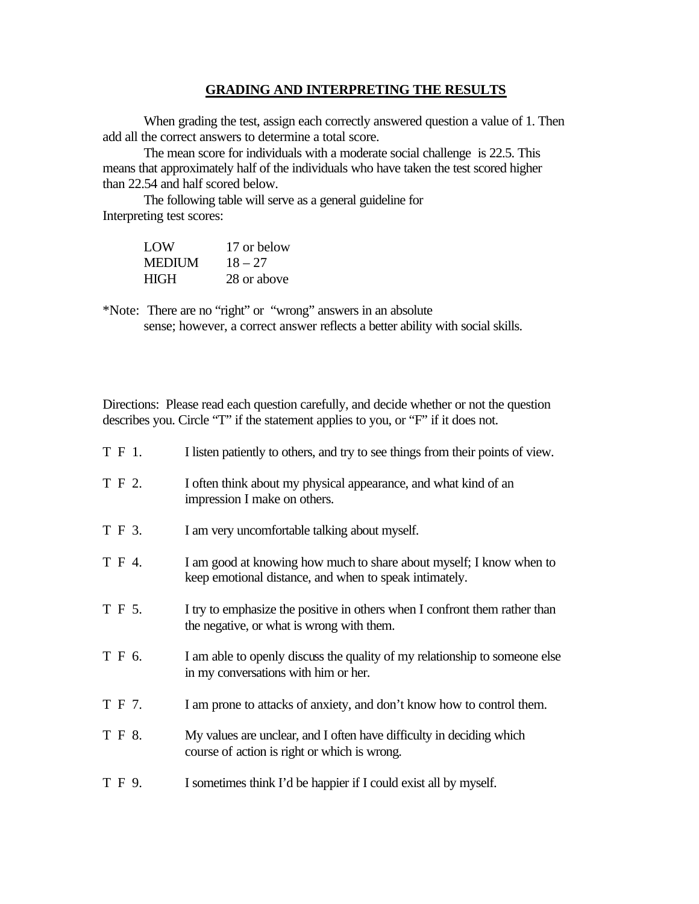## GRADING AND INTERPRETING THE RESULTS

When grading the test, assign each correctly answered question a value of 1. Then add all the correct answers to determine a total score.

The mean score for individuals with a moderate social challenge is 22.5. This means that approximately half of the individuals who have taken the test scored higher than 22.54 and half scored below.

The following table will serve as a general guideline for Interpreting test scores:

| | |
|---|---|
| LOW | 17 or below |
| MEDIUM | 18 – 27 |
| HIGH | 28 or above |

*Note: There are no "right" or "wrong" answers in an absolute sense; however, a correct answer reflects a better ability with social skills.

Directions: Please read each question carefully, and decide whether or not the question describes you. Circle "T" if the statement applies to you, or "F" if it does not.

T F 1. I listen patiently to others, and try to see things from their points of view.

T F 2. I often think about my physical appearance, and what kind of an impression I make on others.

T F 3. I am very uncomfortable talking about myself.

T F 4. I am good at knowing how much to share about myself; I know when to keep emotional distance, and when to speak intimately.

T F 5. I try to emphasize the positive in others when I confront them rather than the negative, or what is wrong with them.

T F 6. I am able to openly discuss the quality of my relationship to someone else in my conversations with him or her.

T F 7. I am prone to attacks of anxiety, and don't know how to control them.

T F 8. My values are unclear, and I often have difficulty in deciding which course of action is right or which is wrong.

T F 9. I sometimes think I'd be happier if I could exist all by myself.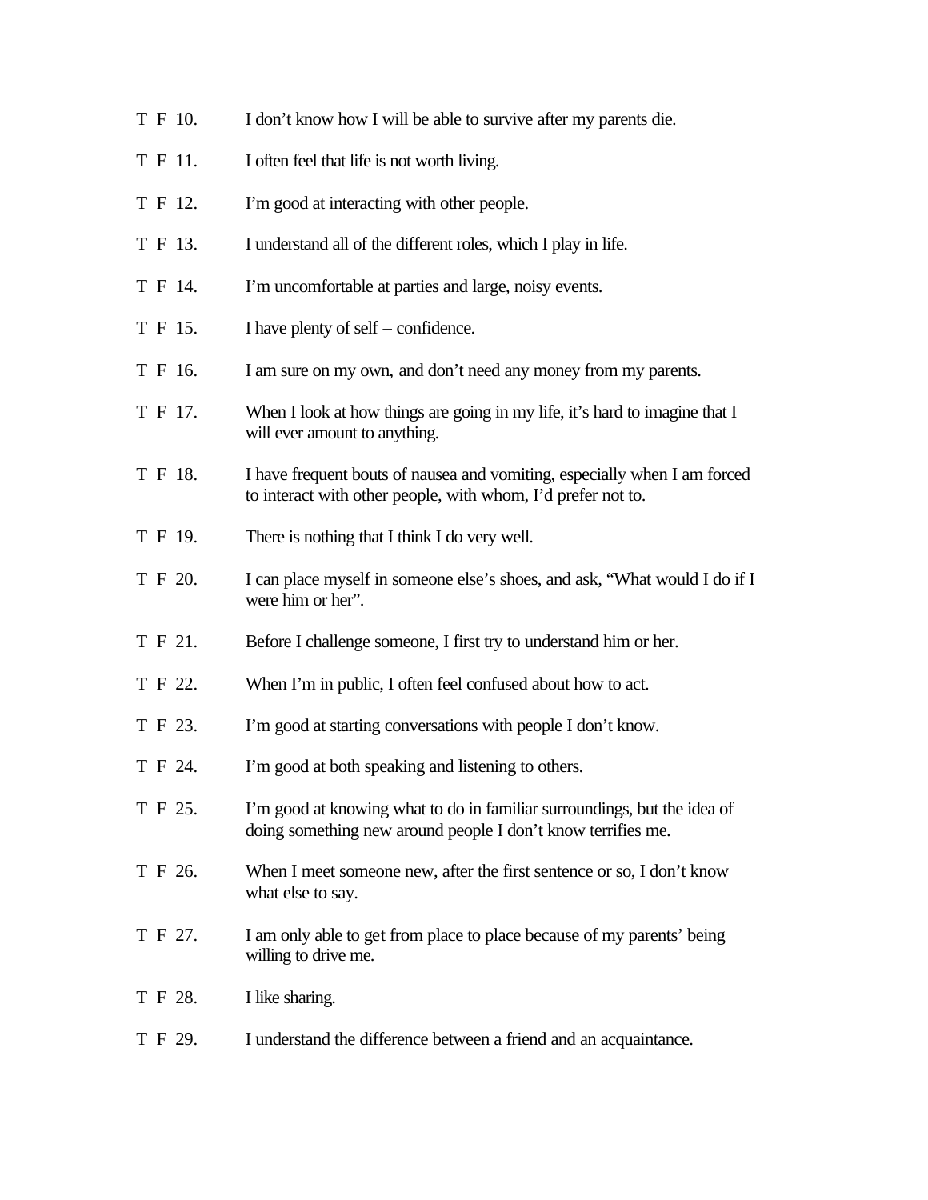T F 10. I don't know how I will be able to survive after my parents die.

T F 11. I often feel that life is not worth living.

T F 12. I'm good at interacting with other people.

T F 13. I understand all of the different roles, which I play in life.

T F 14. I'm uncomfortable at parties and large, noisy events.

T F 15. I have plenty of self – confidence.

T F 16. I am sure on my own, and don't need any money from my parents.

T F 17. When I look at how things are going in my life, it's hard to imagine that I will ever amount to anything.

T F 18. I have frequent bouts of nausea and vomiting, especially when I am forced to interact with other people, with whom, I'd prefer not to.

T F 19. There is nothing that I think I do very well.

T F 20. I can place myself in someone else's shoes, and ask, "What would I do if I were him or her".

T F 21. Before I challenge someone, I first try to understand him or her.

T F 22. When I'm in public, I often feel confused about how to act.

T F 23. I'm good at starting conversations with people I don't know.

T F 24. I'm good at both speaking and listening to others.

T F 25. I'm good at knowing what to do in familiar surroundings, but the idea of doing something new around people I don't know terrifies me.

T F 26. When I meet someone new, after the first sentence or so, I don't know what else to say.

T F 27. I am only able to get from place to place because of my parents' being willing to drive me.

T F 28. I like sharing.

T F 29. I understand the difference between a friend and an acquaintance.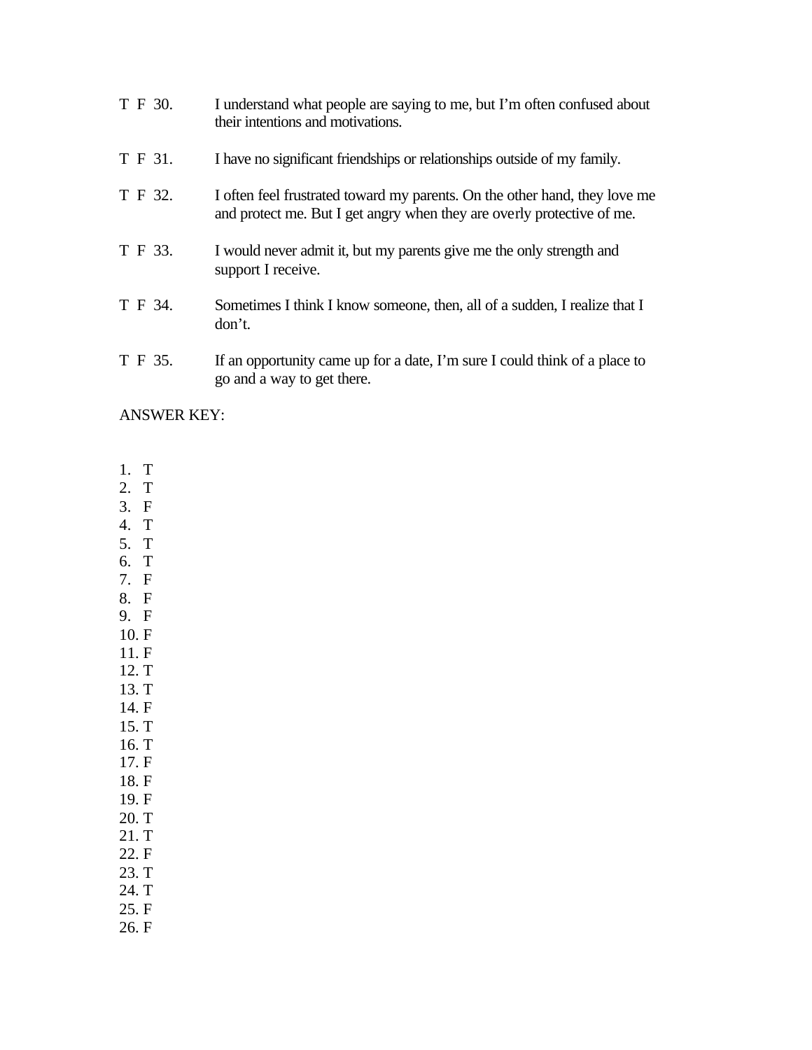T F 30. I understand what people are saying to me, but I'm often confused about their intentions and motivations.

T F 31. I have no significant friendships or relationships outside of my family.

T F 32. I often feel frustrated toward my parents. On the other hand, they love me and protect me. But I get angry when they are overly protective of me.

T F 33. I would never admit it, but my parents give me the only strength and support I receive.

T F 34. Sometimes I think I know someone, then, all of a sudden, I realize that I don't.

T F 35. If an opportunity came up for a date, I'm sure I could think of a place to go and a way to get there.

ANSWER KEY:

1. T
2. T
3. F
4. T
5. T
6. T
7. F
8. F
9. F
10. F
11. F
12. T
13. T
14. F
15. T
16. T
17. F
18. F
19. F
20. T
21. T
22. F
23. T
24. T
25. F
26. F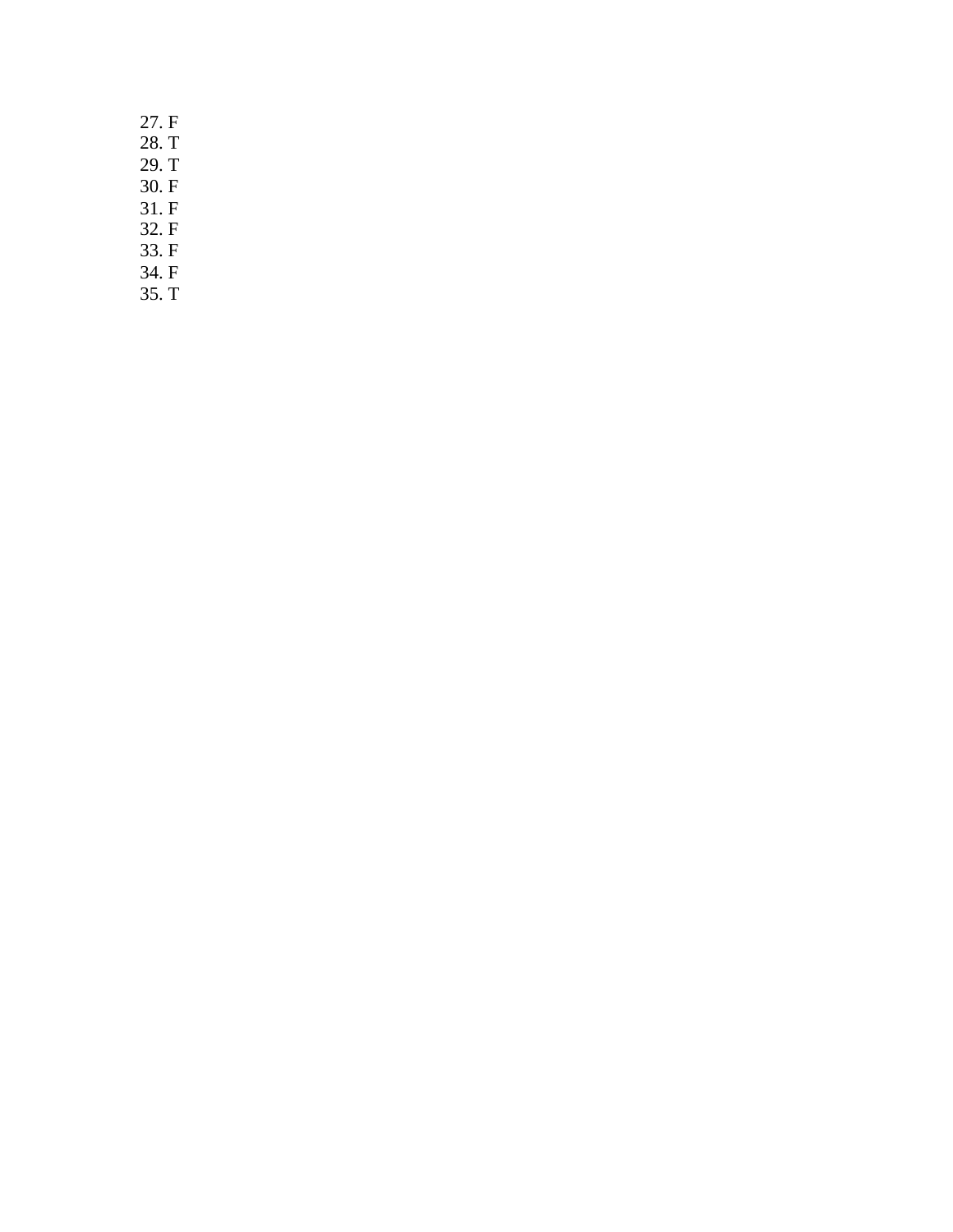27. F
28. T
29. T
30. F
31. F
32. F
33. F
34. F
35. T